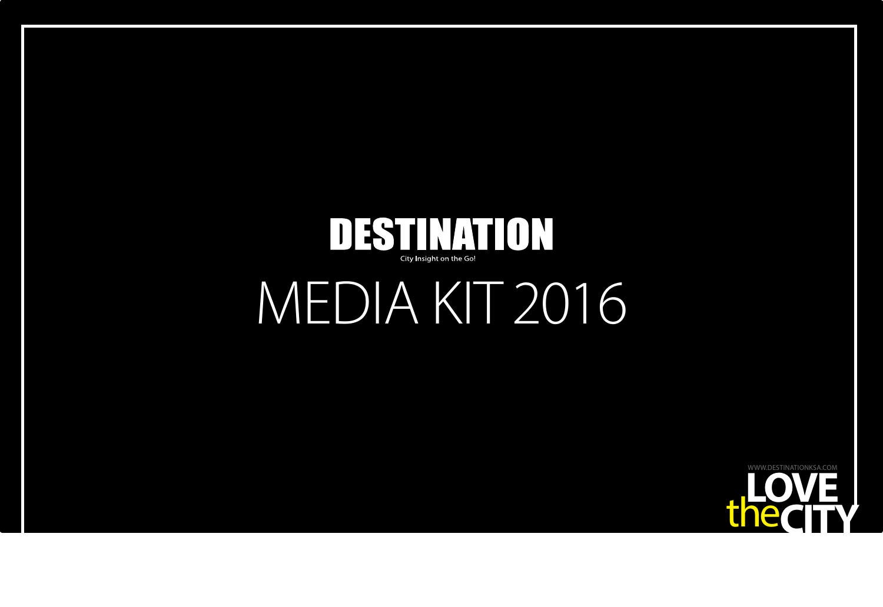# DESTINATION

City Insight on the Go!

# MEDIA KIT 2016

WWW.DESTINATIONKSA.COM

LOVE the CITY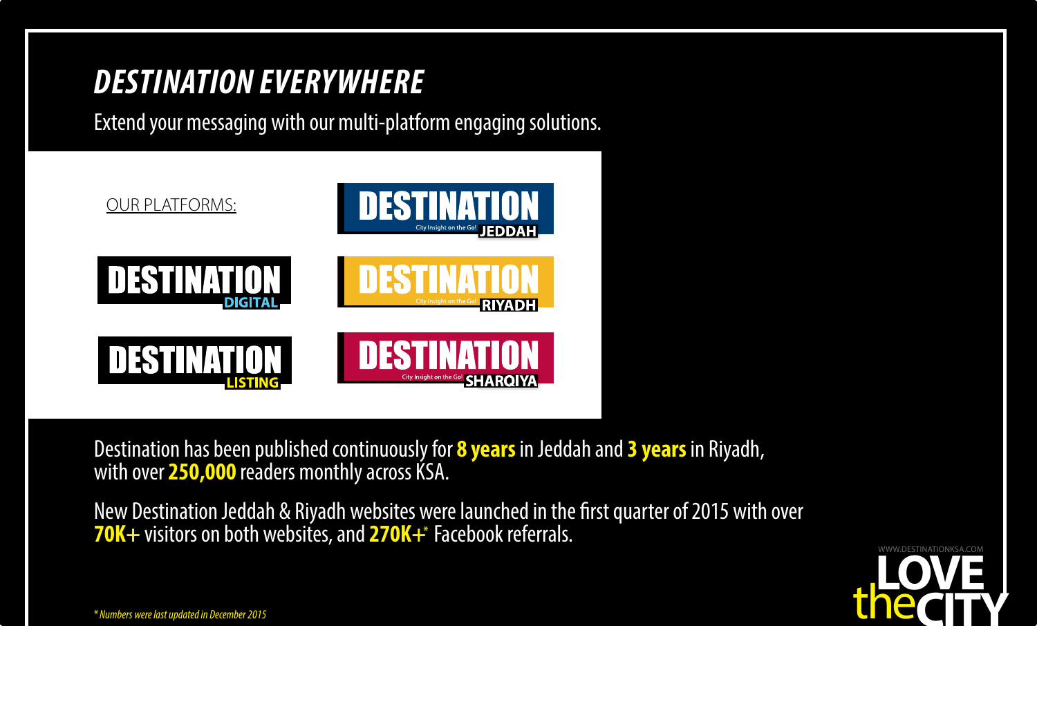# DESTINATION EVERYWHERE

Extend your messaging with our multi-platform engaging solutions.

OUR PLATFORMS:

DESTINATION JEDDAH — City Insight on the Go!

DESTINATION DIGITAL

DESTINATION RIYADH — City Insight on the Go!

DESTINATION LISTING

DESTINATION SHARQIYA — City Insight on the Go!

Destination has been published continuously for **8 years** in Jeddah and **3 years** in Riyadh, with over **250,000** readers monthly across KSA.

New Destination Jeddah & Riyadh websites were launched in the first quarter of 2015 with over **70K+** visitors on both websites, and **270K+*** Facebook referrals.

*\* Numbers were last updated in December 2015*

WWW.DESTINATIONKSA.COM

LOVE the CITY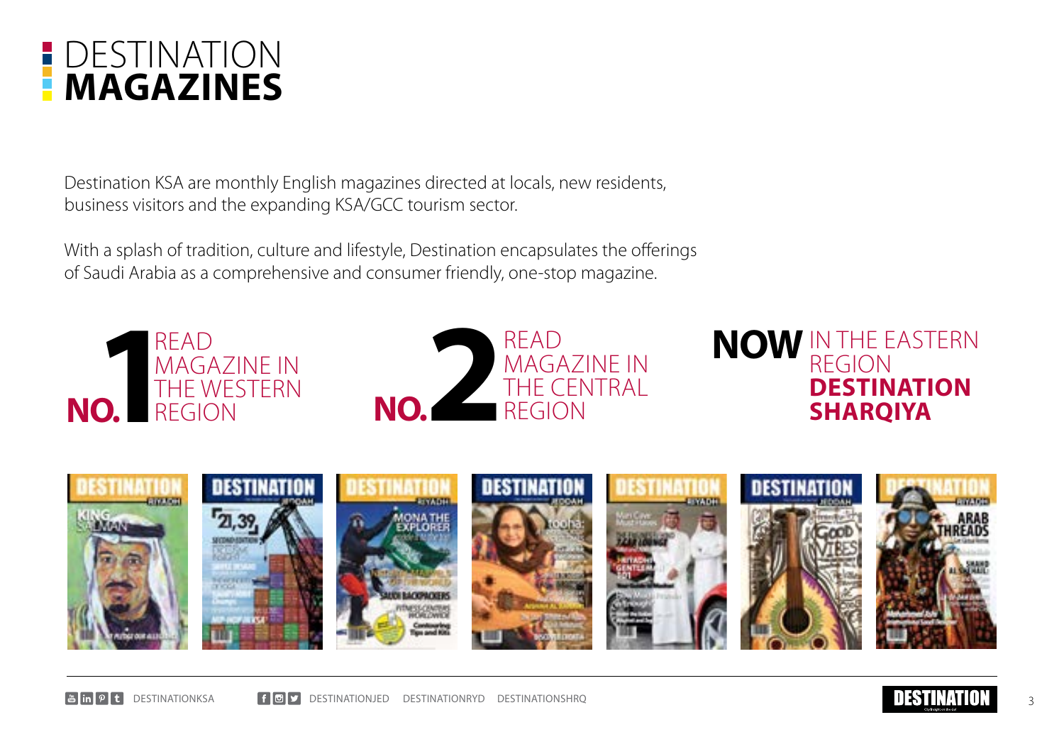# DESTINATION **MAGAZINES**

Destination KSA are monthly English magazines directed at locals, new residents, business visitors and the expanding KSA/GCC tourism sector.

With a splash of tradition, culture and lifestyle, Destination encapsulates the offerings of Saudi Arabia as a comprehensive and consumer friendly, one-stop magazine.

**NO. 1** READ MAGAZINE IN THE WESTERN REGION

**NO. 2** READ MAGAZINE IN THE CENTRAL REGION

**NOW** IN THE EASTERN REGION **DESTINATION SHARQIYA**

DESTINATIONKSA DESTINATIONJED DESTINATIONRYD DESTINATIONSHRQ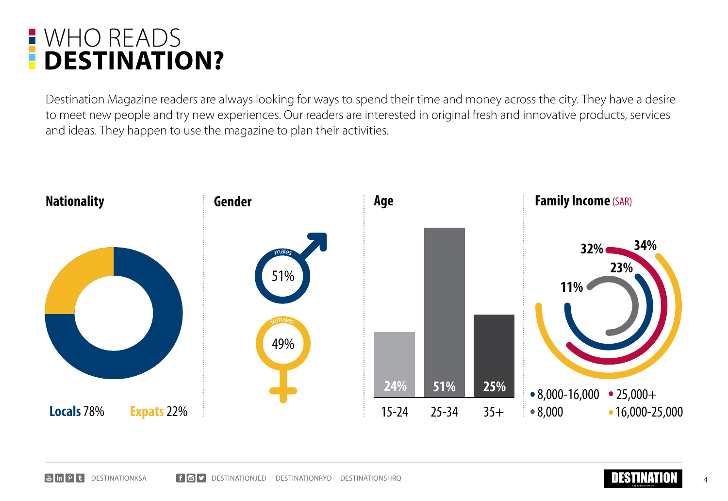# WHO READS **DESTINATION?**

Destination Magazine readers are always looking for ways to spend their time and money across the city. They have a desire to meet new people and try new experiences. Our readers are interested in original fresh and innovative products, services and ideas. They happen to use the magazine to plan their activities.

## Nationality

**Locals** 78% **Expats** 22%

## Gender

males 51%

females 49%

## Age

| Age | % |
|---|---|
| 15-24 | 24% |
| 25-34 | 51% |
| 35+ | 25% |

## Family Income (SAR)

| Income | % |
|---|---|
| 8,000 | 11% |
| 8,000-16,000 | 23% |
| 25,000+ | 32% |
| 16,000-25,000 | 34% |

DESTINATIONKSA DESTINATIONJED DESTINATIONRYD DESTINATIONSHRQ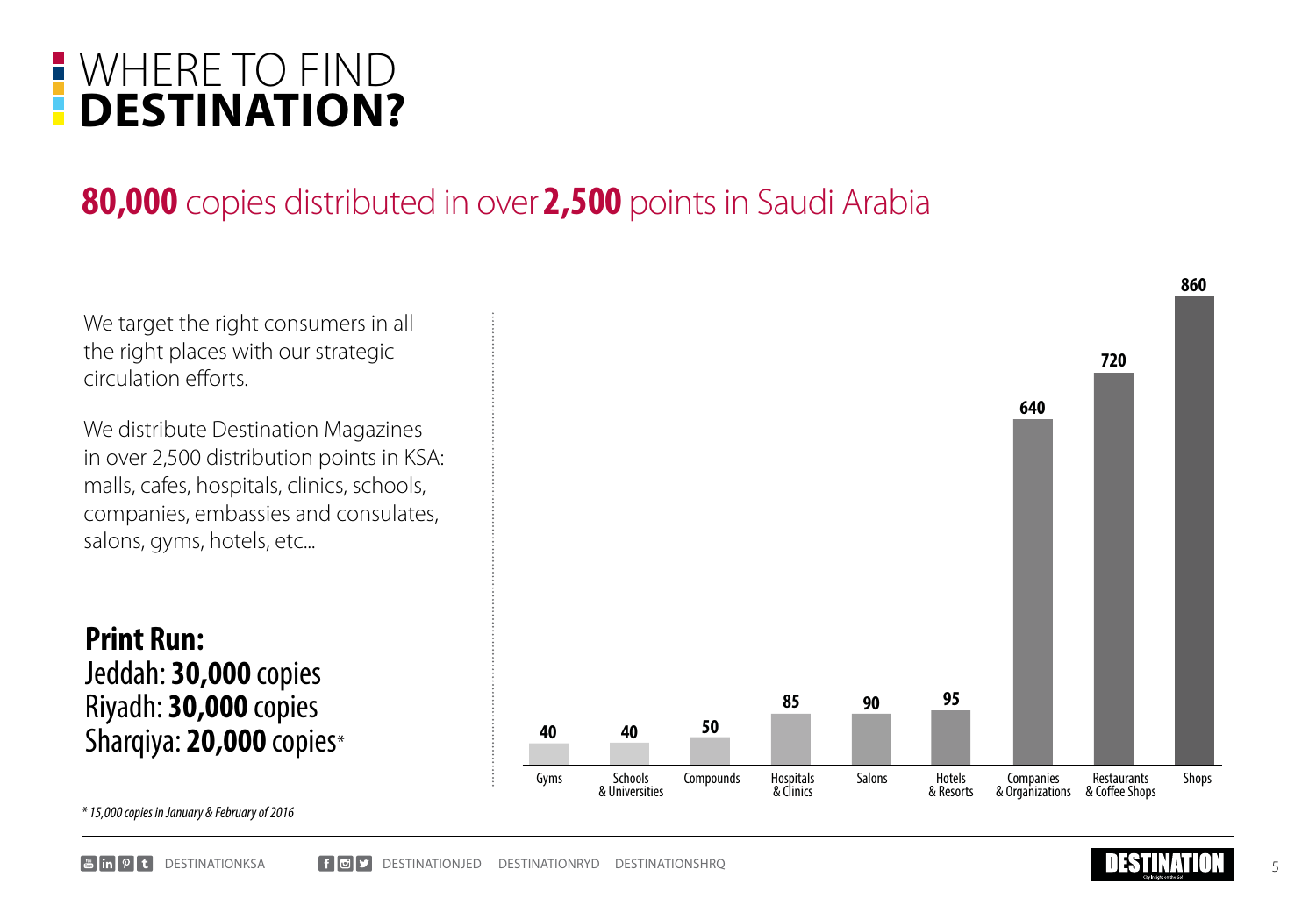# WHERE TO FIND **DESTINATION?**

## **80,000** copies distributed in over **2,500** points in Saudi Arabia

We target the right consumers in all the right places with our strategic circulation efforts.

We distribute Destination Magazines in over 2,500 distribution points in KSA: malls, cafes, hospitals, clinics, schools, companies, embassies and consulates, salons, gyms, hotels, etc...

**Print Run:**
Jeddah: **30,000** copies
Riyadh: **30,000** copies
Sharqiya: **20,000** copies*

| Distribution point | Number |
|---|---|
| Gyms | 40 |
| Schools & Universities | 40 |
| Compounds | 50 |
| Hospitals & Clinics | 85 |
| Salons | 90 |
| Hotels & Resorts | 95 |
| Companies & Organizations | 640 |
| Restaurants & Coffee Shops | 720 |
| Shops | 860 |

*\* 15,000 copies in January & February of 2016*

DESTINATIONKSA DESTINATIONJED DESTINATIONRYD DESTINATIONSHRQ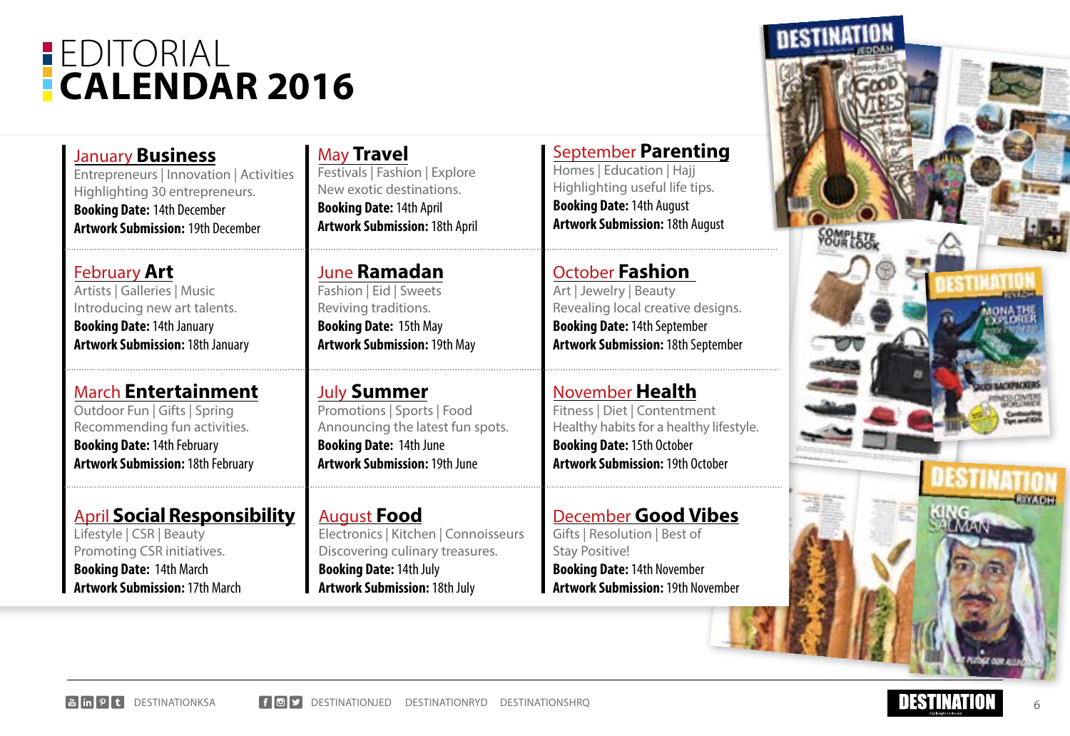# EDITORIAL **CALENDAR 2016**

## January **Business**
Entrepreneurs | Innovation | Activities
Highlighting 30 entrepreneurs.
**Booking Date:** 14th December
**Artwork Submission:** 19th December

## February **Art**
Artists | Galleries | Music
Introducing new art talents.
**Booking Date:** 14th January
**Artwork Submission:** 18th January

## March **Entertainment**
Outdoor Fun | Gifts | Spring
Recommending fun activities.
**Booking Date:** 14th February
**Artwork Submission:** 18th February

## April **Social Responsibility**
Lifestyle | CSR | Beauty
Promoting CSR initiatives.
**Booking Date:** 14th March
**Artwork Submission:** 17th March

## May **Travel**
Festivals | Fashion | Explore
New exotic destinations.
**Booking Date:** 14th April
**Artwork Submission:** 18th April

## June **Ramadan**
Fashion | Eid | Sweets
Reviving traditions.
**Booking Date:** 15th May
**Artwork Submission:** 19th May

## July **Summer**
Promotions | Sports | Food
Announcing the latest fun spots.
**Booking Date:** 14th June
**Artwork Submission:** 19th June

## August **Food**
Electronics | Kitchen | Connoisseurs
Discovering culinary treasures.
**Booking Date:** 14th July
**Artwork Submission:** 18th July

## September **Parenting**
Homes | Education | Hajj
Highlighting useful life tips.
**Booking Date:** 14th August
**Artwork Submission:** 18th August

## October **Fashion**
Art | Jewelry | Beauty
Revealing local creative designs.
**Booking Date:** 14th September
**Artwork Submission:** 18th September

## November **Health**
Fitness | Diet | Contentment
Healthy habits for a healthy lifestyle.
**Booking Date:** 15th October
**Artwork Submission:** 19th October

## December **Good Vibes**
Gifts | Resolution | Best of
Stay Positive!
**Booking Date:** 14th November
**Artwork Submission:** 19th November

DESTINATIONKSA DESTINATIONJED DESTINATIONRYD DESTINATIONSHRQ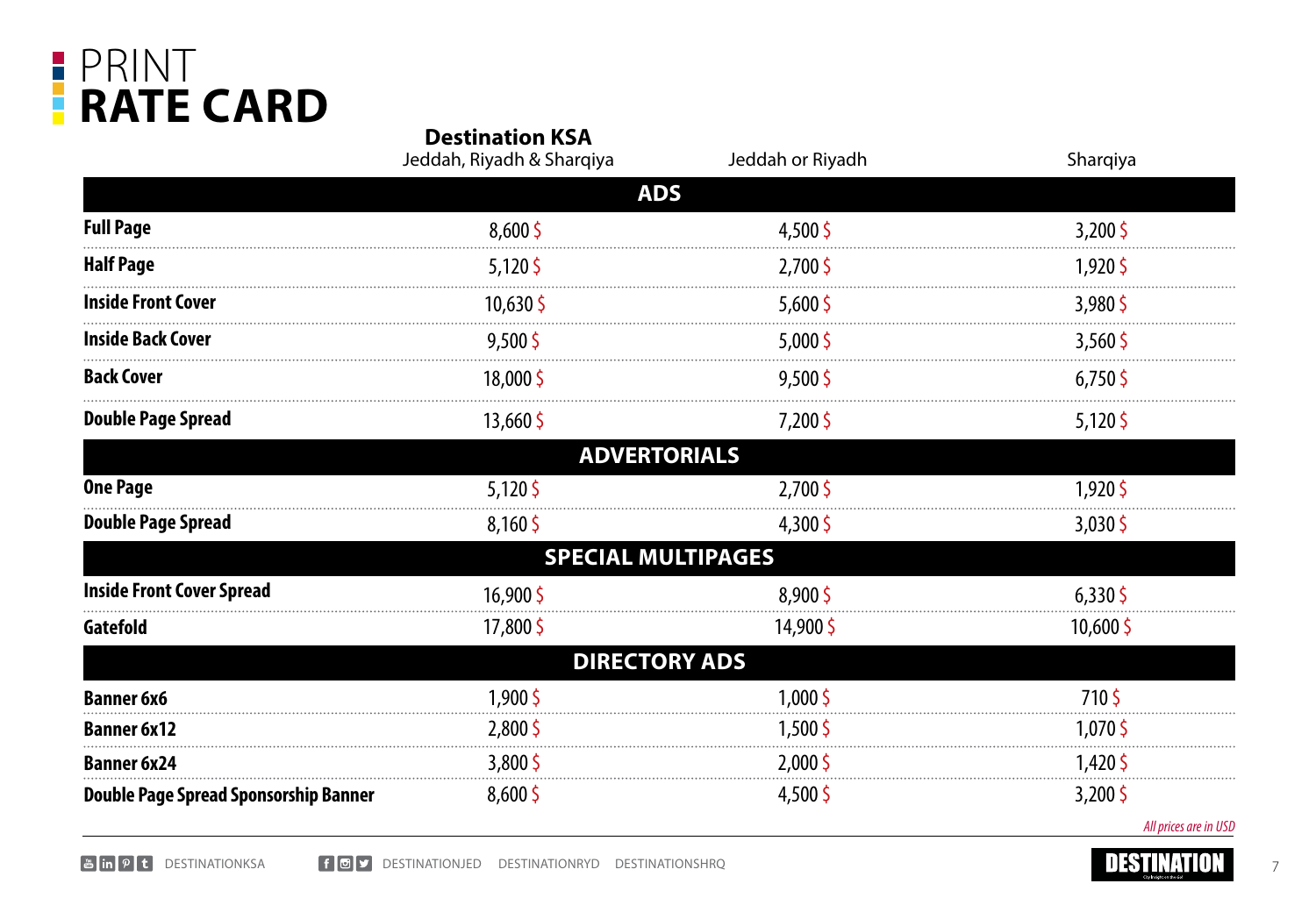# PRINT **RATE CARD**

| | **Destination KSA** Jeddah, Riyadh & Sharqiya | Jeddah or Riyadh | Sharqiya |
|---|---|---|---|
| **ADS** | | | |
| **Full Page** | 8,600 $ | 4,500 $ | 3,200 $ |
| **Half Page** | 5,120 $ | 2,700 $ | 1,920 $ |
| **Inside Front Cover** | 10,630 $ | 5,600 $ | 3,980 $ |
| **Inside Back Cover** | 9,500 $ | 5,000 $ | 3,560 $ |
| **Back Cover** | 18,000 $ | 9,500 $ | 6,750 $ |
| **Double Page Spread** | 13,660 $ | 7,200 $ | 5,120 $ |
| **ADVERTORIALS** | | | |
| **One Page** | 5,120 $ | 2,700 $ | 1,920 $ |
| **Double Page Spread** | 8,160 $ | 4,300 $ | 3,030 $ |
| **SPECIAL MULTIPAGES** | | | |
| **Inside Front Cover Spread** | 16,900 $ | 8,900 $ | 6,330 $ |
| **Gatefold** | 17,800 $ | 14,900 $ | 10,600 $ |
| **DIRECTORY ADS** | | | |
| **Banner 6x6** | 1,900 $ | 1,000 $ | 710 $ |
| **Banner 6x12** | 2,800 $ | 1,500 $ | 1,070 $ |
| **Banner 6x24** | 3,800 $ | 2,000 $ | 1,420 $ |
| **Double Page Spread Sponsorship Banner** | 8,600 $ | 4,500 $ | 3,200 $ |

*All prices are in USD*

DESTINATIONKSA DESTINATIONJED DESTINATIONRYD DESTINATIONSHRQ

DESTINATION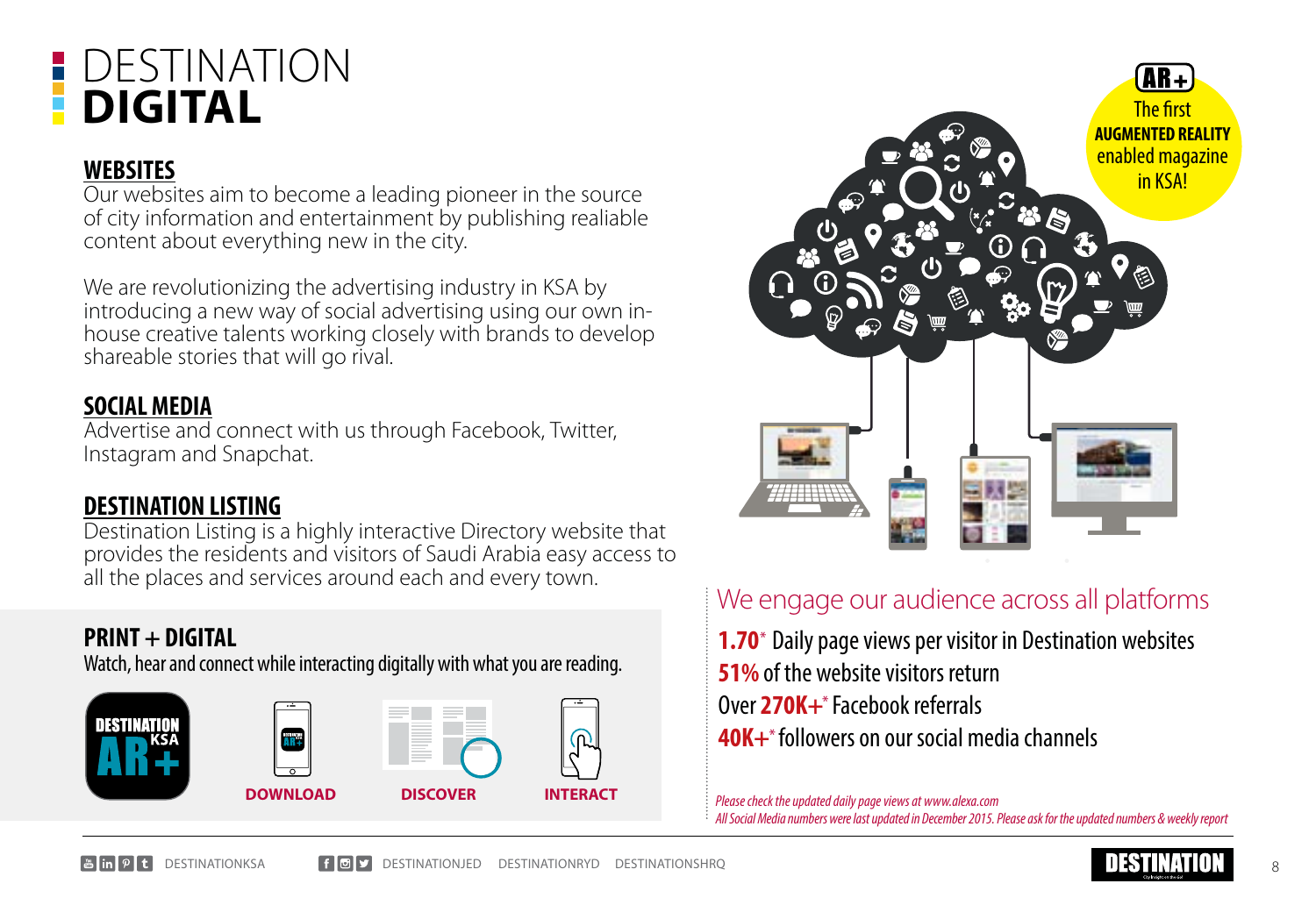# DESTINATION **DIGITAL**

## WEBSITES

Our websites aim to become a leading pioneer in the source of city information and entertainment by publishing realiable content about everything new in the city.

We are revolutionizing the advertising industry in KSA by introducing a new way of social advertising using our own in-house creative talents working closely with brands to develop shareable stories that will go rival.

## SOCIAL MEDIA

Advertise and connect with us through Facebook, Twitter, Instagram and Snapchat.

## DESTINATION LISTING

Destination Listing is a highly interactive Directory website that provides the residents and visitors of Saudi Arabia easy access to all the places and services around each and every town.

## PRINT + DIGITAL

Watch, hear and connect while interacting digitally with what you are reading.

DESTINATION KSA AR+

**DOWNLOAD** **DISCOVER** **INTERACT**

AR+ The first **AUGMENTED REALITY** enabled magazine in KSA!

We engage our audience across all platforms

**1.70*** Daily page views per visitor in Destination websites

**51%** of the website visitors return

Over **270K+*** Facebook referrals

**40K+*** followers on our social media channels

*Please check the updated daily page views at www.alexa.com*

*All Social Media numbers were last updated in December 2015. Please ask for the updated numbers & weekly report*

DESTINATIONKSA DESTINATIONJED DESTINATIONRYD DESTINATIONSHRQ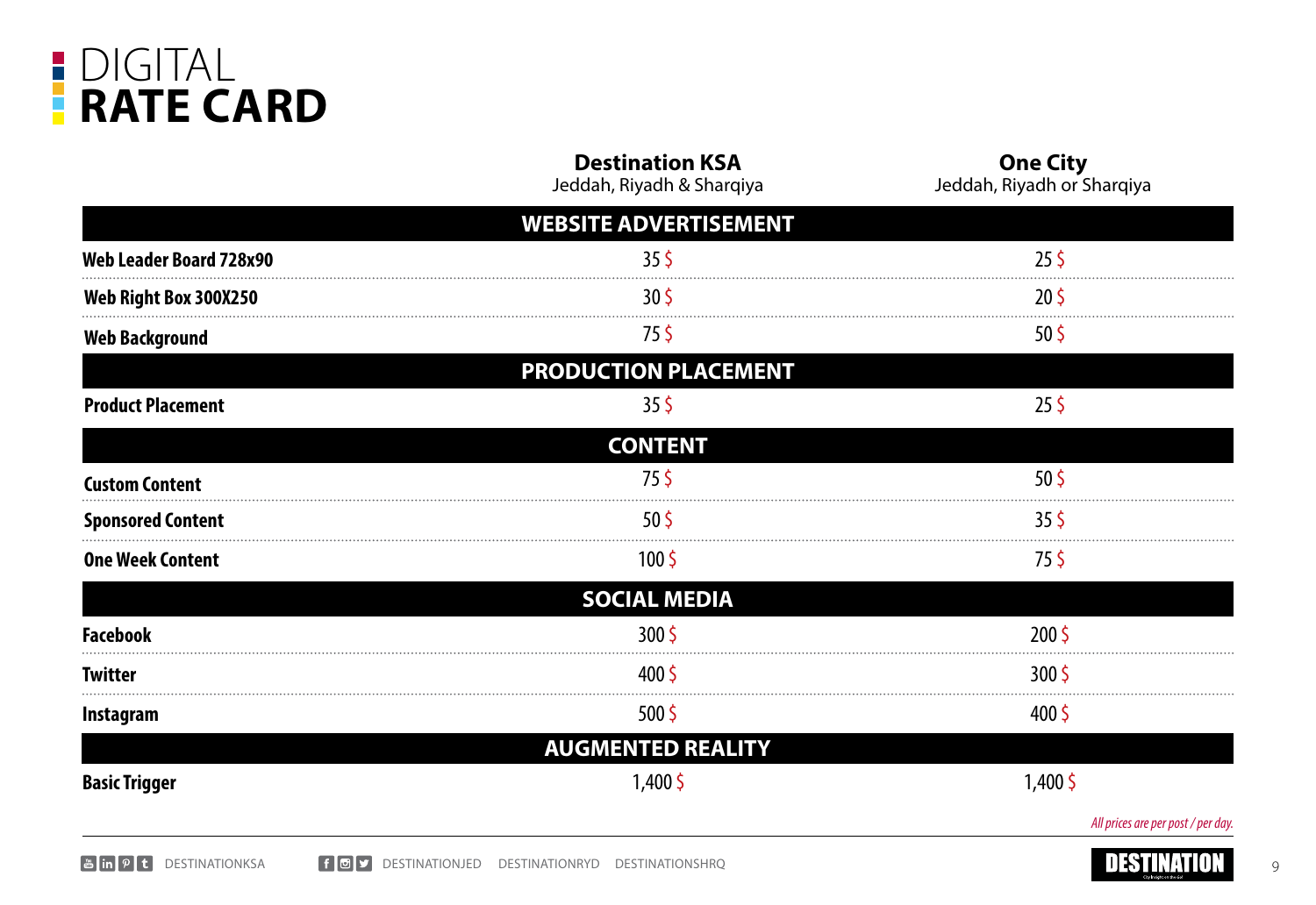# DIGITAL **RATE CARD**

| | **Destination KSA**<br>Jeddah, Riyadh & Sharqiya | **One City**<br>Jeddah, Riyadh or Sharqiya |
|---|---|---|
| **WEBSITE ADVERTISEMENT** | | |
| **Web Leader Board 728x90** | 35 $ | 25 $ |
| **Web Right Box 300X250** | 30 $ | 20 $ |
| **Web Background** | 75 $ | 50 $ |
| **PRODUCTION PLACEMENT** | | |
| **Product Placement** | 35 $ | 25 $ |
| **CONTENT** | | |
| **Custom Content** | 75 $ | 50 $ |
| **Sponsored Content** | 50 $ | 35 $ |
| **One Week Content** | 100 $ | 75 $ |
| **SOCIAL MEDIA** | | |
| **Facebook** | 300 $ | 200 $ |
| **Twitter** | 400 $ | 300 $ |
| **Instagram** | 500 $ | 400 $ |
| **AUGMENTED REALITY** | | |
| **Basic Trigger** | 1,400 $ | 1,400 $ |

*All prices are per post / per day.*

DESTINATIONKSA DESTINATIONJED DESTINATIONRYD DESTINATIONSHRQ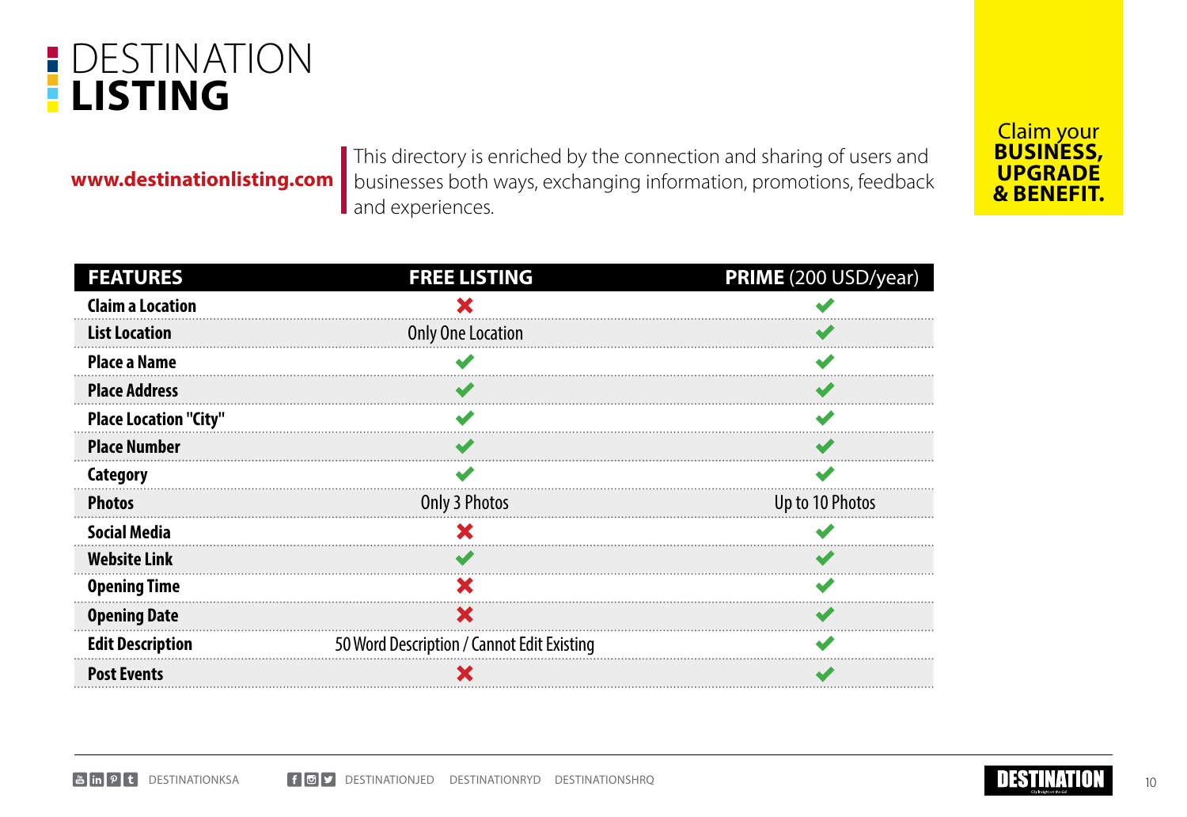# DESTINATION **LISTING**

**www.destinationlisting.com**

This directory is enriched by the connection and sharing of users and businesses both ways, exchanging information, promotions, feedback and experiences.

Claim your **BUSINESS, UPGRADE & BENEFIT.**

| FEATURES | FREE LISTING | PRIME (200 USD/year) |
|---|---|---|
| Claim a Location | ✖ | ✔ |
| List Location | Only One Location | ✔ |
| Place a Name | ✔ | ✔ |
| Place Address | ✔ | ✔ |
| Place Location "City" | ✔ | ✔ |
| Place Number | ✔ | ✔ |
| Category | ✔ | ✔ |
| Photos | Only 3 Photos | Up to 10 Photos |
| Social Media | ✖ | ✔ |
| Website Link | ✔ | ✔ |
| Opening Time | ✖ | ✔ |
| Opening Date | ✖ | ✔ |
| Edit Description | 50 Word Description / Cannot Edit Existing | ✔ |
| Post Events | ✖ | ✔ |

DESTINATIONKSA DESTINATIONJED DESTINATIONRYD DESTINATIONSHRQ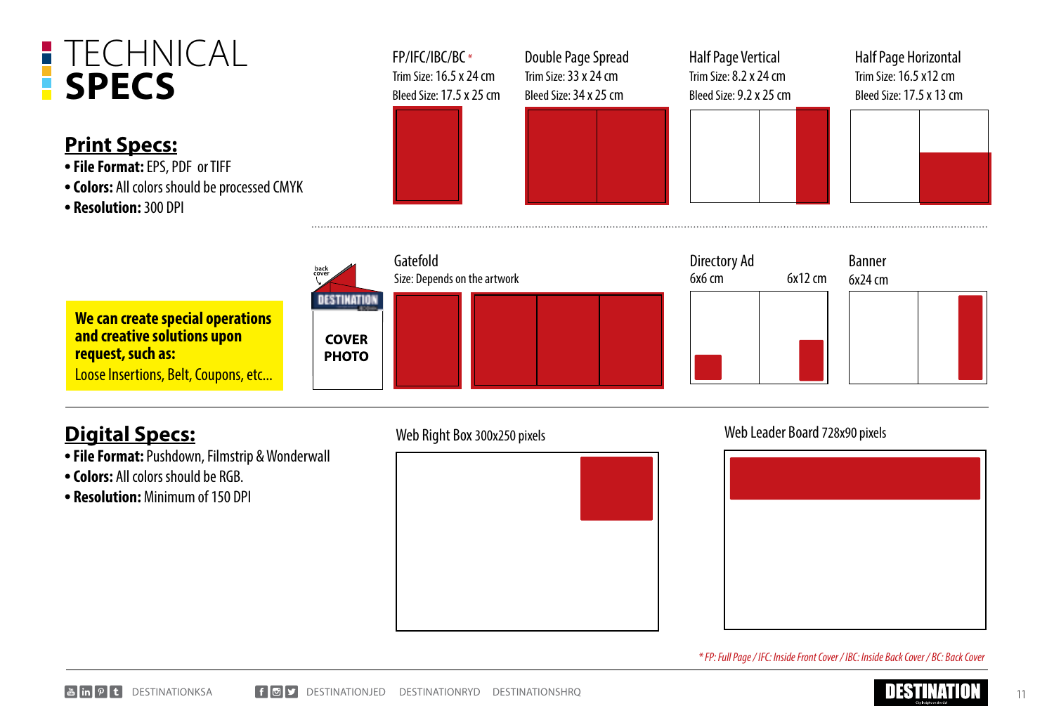# TECHNICAL **SPECS**

## Print Specs:

- **File Format:** EPS, PDF or TIFF
- **Colors:** All colors should be processed CMYK
- **Resolution:** 300 DPI

**FP/IFC/IBC/BC** *
Trim Size: 16.5 x 24 cm
Bleed Size: 17.5 x 25 cm

**Double Page Spread**
Trim Size: 33 x 24 cm
Bleed Size: 34 x 25 cm

**Half Page Vertical**
Trim Size: 8.2 x 24 cm
Bleed Size: 9.2 x 25 cm

**Half Page Horizontal**
Trim Size: 16.5 x12 cm
Bleed Size: 17.5 x 13 cm

**We can create special operations and creative solutions upon request, such as:**
Loose Insertions, Belt, Coupons, etc...

back cover

DESTINATION

COVER PHOTO

**Gatefold**
Size: Depends on the artwork

**Directory Ad**
6x6 cm
6x12 cm

**Banner**
6x24 cm

## Digital Specs:

- **File Format:** Pushdown, Filmstrip & Wonderwall
- **Colors:** All colors should be RGB.
- **Resolution:** Minimum of 150 DPI

**Web Right Box** 300x250 pixels

**Web Leader Board** 728x90 pixels

*\* FP: Full Page / IFC: Inside Front Cover / IBC: Inside Back Cover / BC: Back Cover*

DESTINATIONKSA DESTINATIONJED DESTINATIONRYD DESTINATIONSHRQ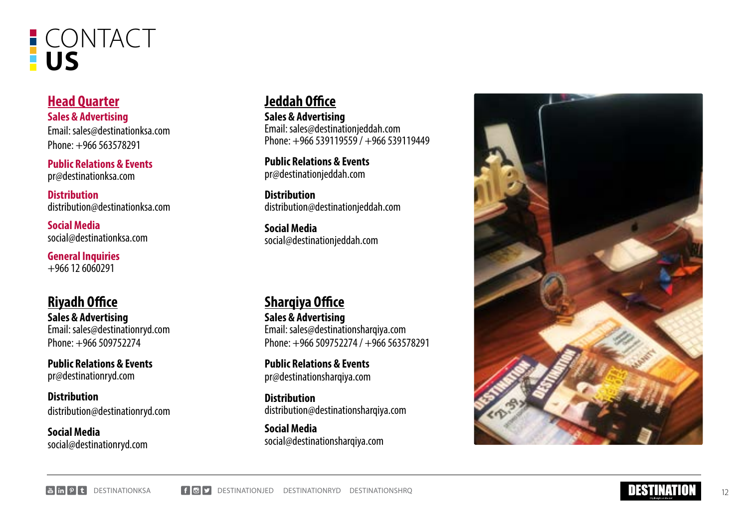# CONTACT US

## Head Quarter

**Sales & Advertising**
Email: sales@destinationksa.com
Phone: +966 563578291

**Public Relations & Events**
pr@destinationksa.com

**Distribution**
distribution@destinationksa.com

**Social Media**
social@destinationksa.com

**General Inquiries**
+966 12 6060291

## Riyadh Office

**Sales & Advertising**
Email: sales@destinationryd.com
Phone: +966 509752274

**Public Relations & Events**
pr@destinationryd.com

**Distribution**
distribution@destinationryd.com

**Social Media**
social@destinationryd.com

## Jeddah Office

**Sales & Advertising**
Email: sales@destinationjeddah.com
Phone: +966 539119559 / +966 539119449

**Public Relations & Events**
pr@destinationjeddah.com

**Distribution**
distribution@destinationjeddah.com

**Social Media**
social@destinationjeddah.com

## Sharqiya Office

**Sales & Advertising**
Email: sales@destinationsharqiya.com
Phone: +966 509752274 / +966 563578291

**Public Relations & Events**
pr@destinationsharqiya.com

**Distribution**
distribution@destinationsharqiya.com

**Social Media**
social@destinationsharqiya.com

DESTINATIONKSA DESTINATIONJED DESTINATIONRYD DESTINATIONSHRQ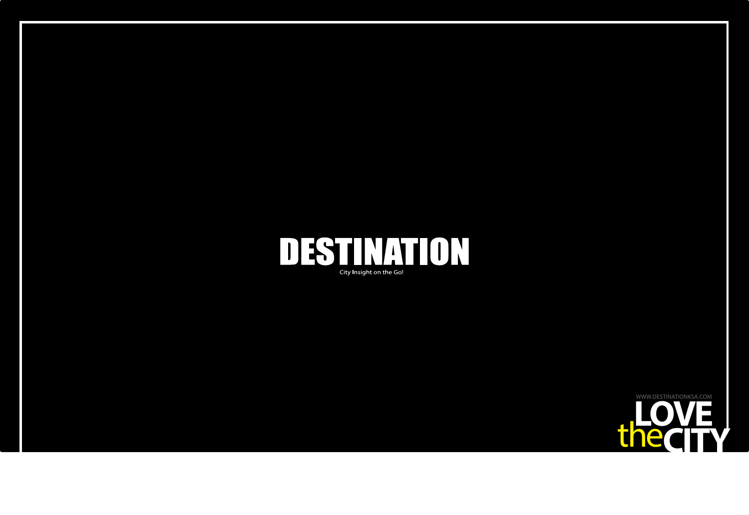# DESTINATION

City Insight on the Go!

WWW.DESTINATIONKSA.COM

LOVE the CITY